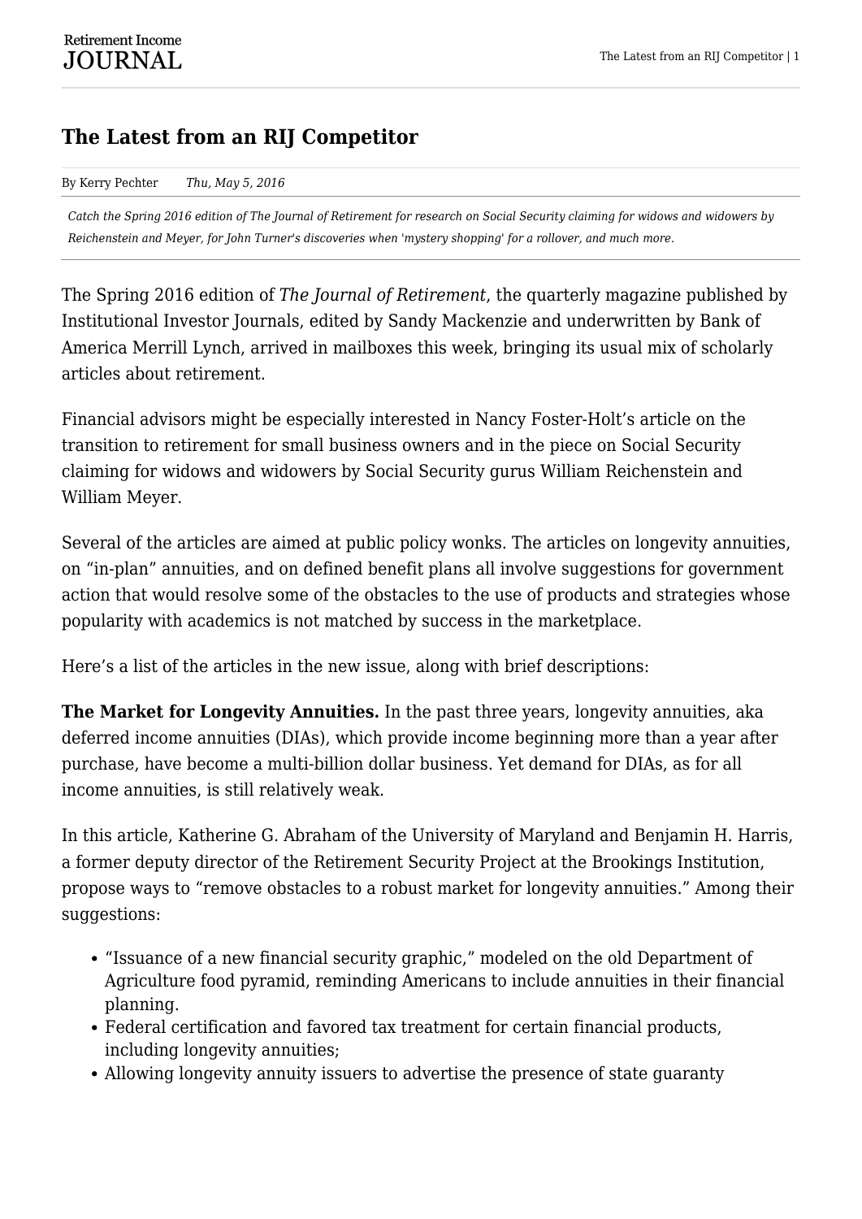# The Latest from an RIJ Competitor

By Kerry Pechter *Thu, May 5, 2016*

*Catch the Spring 2016 edition of The Journal of Retirement for research on Social Security claiming for widows and widowers by Reichenstein and Meyer, for John Turner's discoveries when 'mystery shopping' for a rollover, and much more.*

The Spring 2016 edition of *The Journal of Retirement*, the quarterly magazine published by Institutional Investor Journals, edited by Sandy Mackenzie and underwritten by Bank of America Merrill Lynch, arrived in mailboxes this week, bringing its usual mix of scholarly articles about retirement.

Financial advisors might be especially interested in Nancy Foster-Holt's article on the transition to retirement for small business owners and in the piece on Social Security claiming for widows and widowers by Social Security gurus William Reichenstein and William Meyer.

Several of the articles are aimed at public policy wonks. The articles on longevity annuities, on "in-plan" annuities, and on defined benefit plans all involve suggestions for government action that would resolve some of the obstacles to the use of products and strategies whose popularity with academics is not matched by success in the marketplace.

Here's a list of the articles in the new issue, along with brief descriptions:

**The Market for Longevity Annuities.** In the past three years, longevity annuities, aka deferred income annuities (DIAs), which provide income beginning more than a year after purchase, have become a multi-billion dollar business. Yet demand for DIAs, as for all income annuities, is still relatively weak.

In this article, Katherine G. Abraham of the University of Maryland and Benjamin H. Harris, a former deputy director of the Retirement Security Project at the Brookings Institution, propose ways to "remove obstacles to a robust market for longevity annuities." Among their suggestions:

- "Issuance of a new financial security graphic," modeled on the old Department of Agriculture food pyramid, reminding Americans to include annuities in their financial planning.
- Federal certification and favored tax treatment for certain financial products, including longevity annuities;
- Allowing longevity annuity issuers to advertise the presence of state guaranty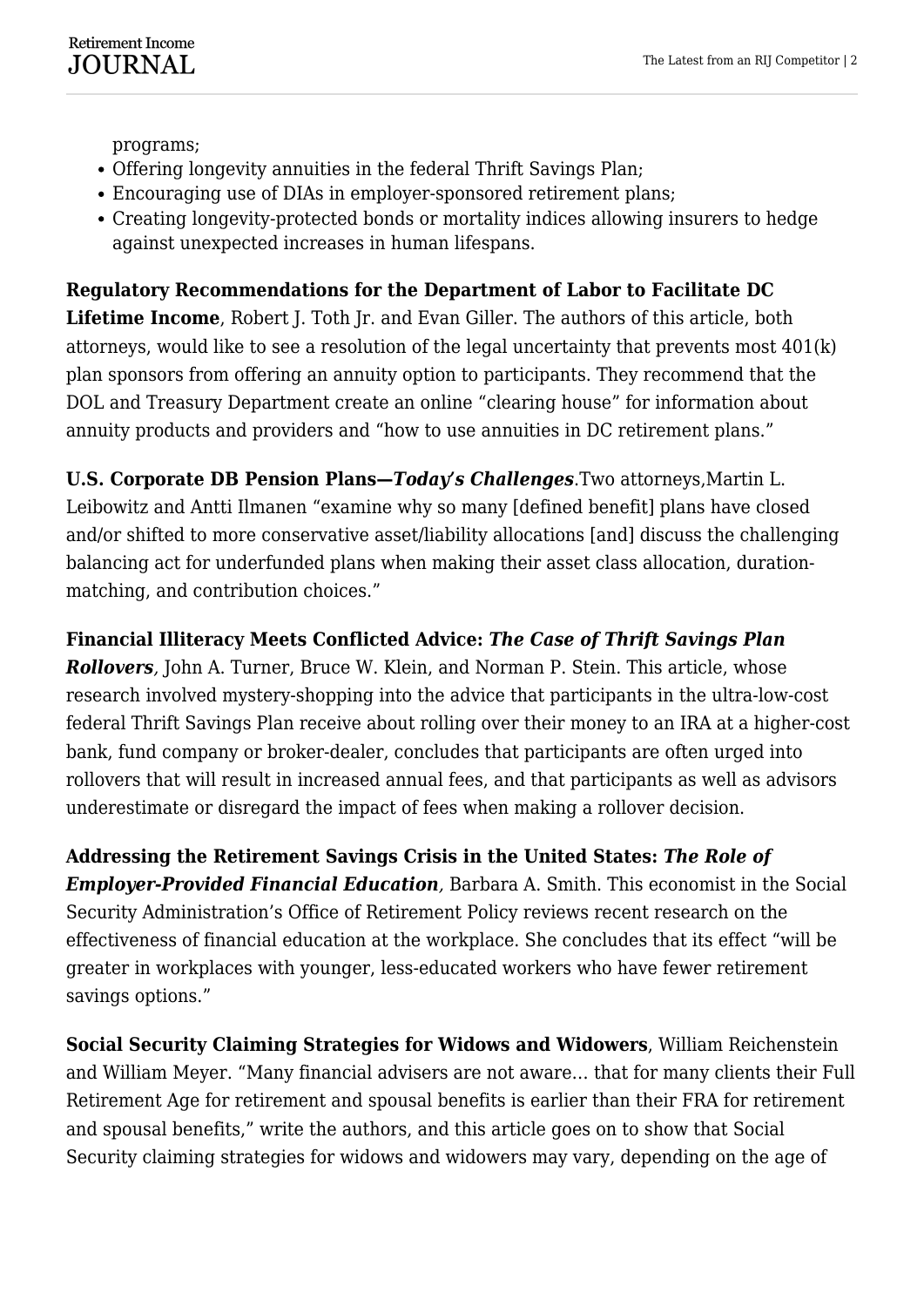programs;

- Offering longevity annuities in the federal Thrift Savings Plan;
- Encouraging use of DIAs in employer-sponsored retirement plans;
- Creating longevity-protected bonds or mortality indices allowing insurers to hedge against unexpected increases in human lifespans.

**Regulatory Recommendations for the Department of Labor to Facilitate DC Lifetime Income**, Robert J. Toth Jr. and Evan Giller. The authors of this article, both attorneys, would like to see a resolution of the legal uncertainty that prevents most 401(k) plan sponsors from offering an annuity option to participants. They recommend that the DOL and Treasury Department create an online "clearing house" for information about annuity products and providers and "how to use annuities in DC retirement plans."

**U.S. Corporate DB Pension Plans—*Today's Challenges***.Two attorneys,Martin L. Leibowitz and Antti Ilmanen "examine why so many [defined benefit] plans have closed and/or shifted to more conservative asset/liability allocations [and] discuss the challenging balancing act for underfunded plans when making their asset class allocation, duration-matching, and contribution choices."

**Financial Illiteracy Meets Conflicted Advice: *The Case of Thrift Savings Plan Rollovers***, John A. Turner, Bruce W. Klein, and Norman P. Stein. This article, whose research involved mystery-shopping into the advice that participants in the ultra-low-cost federal Thrift Savings Plan receive about rolling over their money to an IRA at a higher-cost bank, fund company or broker-dealer, concludes that participants are often urged into rollovers that will result in increased annual fees, and that participants as well as advisors underestimate or disregard the impact of fees when making a rollover decision.

**Addressing the Retirement Savings Crisis in the United States: *The Role of Employer-Provided Financial Education***, Barbara A. Smith. This economist in the Social Security Administration's Office of Retirement Policy reviews recent research on the effectiveness of financial education at the workplace. She concludes that its effect "will be greater in workplaces with younger, less-educated workers who have fewer retirement savings options."

**Social Security Claiming Strategies for Widows and Widowers**, William Reichenstein and William Meyer. "Many financial advisers are not aware… that for many clients their Full Retirement Age for retirement and spousal benefits is earlier than their FRA for retirement and spousal benefits," write the authors, and this article goes on to show that Social Security claiming strategies for widows and widowers may vary, depending on the age of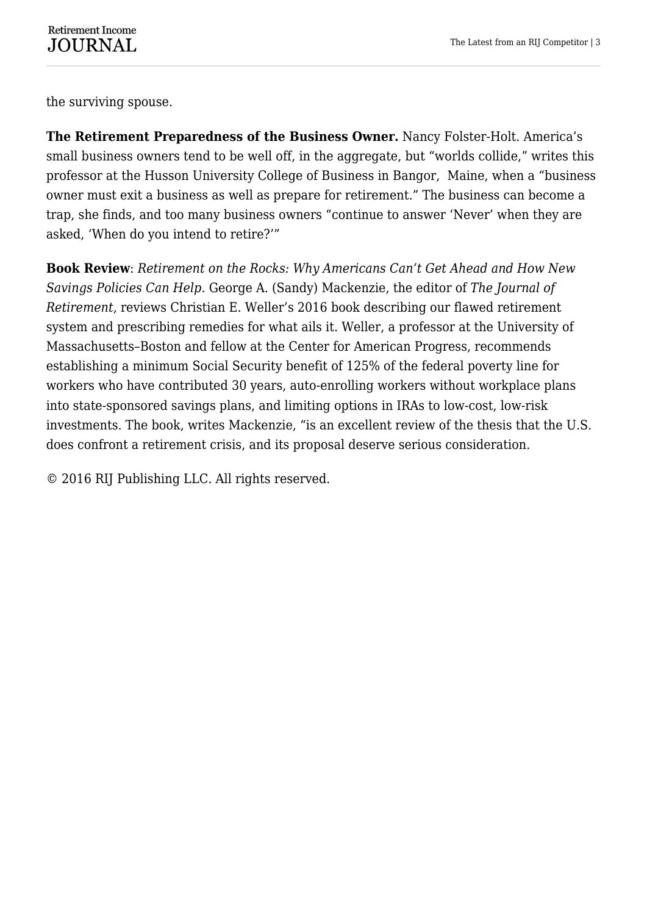the surviving spouse.

**The Retirement Preparedness of the Business Owner.** Nancy Folster-Holt. America's small business owners tend to be well off, in the aggregate, but "worlds collide," writes this professor at the Husson University College of Business in Bangor, Maine, when a "business owner must exit a business as well as prepare for retirement." The business can become a trap, she finds, and too many business owners "continue to answer 'Never' when they are asked, 'When do you intend to retire?'"

**Book Review**: *Retirement on the Rocks: Why Americans Can't Get Ahead and How New Savings Policies Can Help*. George A. (Sandy) Mackenzie, the editor of *The Journal of Retirement*, reviews Christian E. Weller's 2016 book describing our flawed retirement system and prescribing remedies for what ails it. Weller, a professor at the University of Massachusetts–Boston and fellow at the Center for American Progress, recommends establishing a minimum Social Security benefit of 125% of the federal poverty line for workers who have contributed 30 years, auto-enrolling workers without workplace plans into state-sponsored savings plans, and limiting options in IRAs to low-cost, low-risk investments. The book, writes Mackenzie, "is an excellent review of the thesis that the U.S. does confront a retirement crisis, and its proposal deserve serious consideration.

© 2016 RIJ Publishing LLC. All rights reserved.